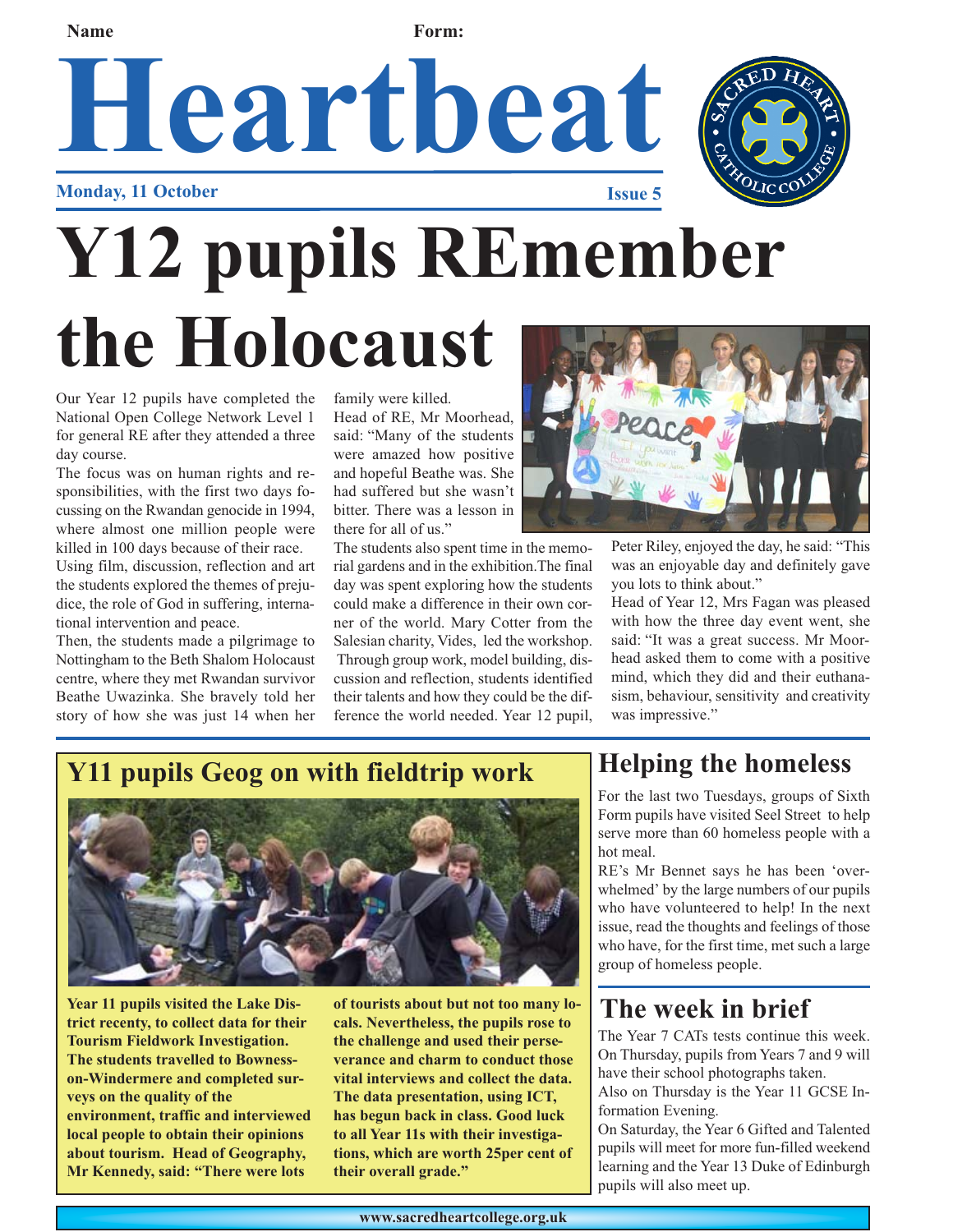**Name** **Form:**

# Heartbeat

**Monday, 11 October** **Issue 5**

# Y12 pupils REmember the Holocaust

Our Year 12 pupils have completed the National Open College Network Level 1 for general RE after they attended a three day course.

The focus was on human rights and responsibilities, with the first two days focussing on the Rwandan genocide in 1994, where almost one million people were killed in 100 days because of their race.

Using film, discussion, reflection and art the students explored the themes of prejudice, the role of God in suffering, international intervention and peace.

Then, the students made a pilgrimage to Nottingham to the Beth Shalom Holocaust centre, where they met Rwandan survivor Beathe Uwazinka. She bravely told her story of how she was just 14 when her family were killed.

Head of RE, Mr Moorhead, said: "Many of the students were amazed how positive and hopeful Beathe was. She had suffered but she wasn't bitter. There was a lesson in there for all of us."

The students also spent time in the memorial gardens and in the exhibition.The final day was spent exploring how the students could make a difference in their own corner of the world. Mary Cotter from the Salesian charity, Vides, led the workshop. Through group work, model building, discussion and reflection, students identified their talents and how they could be the difference the world needed. Year 12 pupil, Peter Riley, enjoyed the day, he said: "This was an enjoyable day and definitely gave you lots to think about."

Head of Year 12, Mrs Fagan was pleased with how the three day event went, she said: "It was a great success. Mr Moorhead asked them to come with a positive mind, which they did and their euthanasism, behaviour, sensitivity and creativity was impressive."

## Y11 pupils Geog on with fieldtrip work

**Year 11 pupils visited the Lake District recenty, to collect data for their Tourism Fieldwork Investigation. The students travelled to Bowness-on-Windermere and completed surveys on the quality of the environment, traffic and interviewed local people to obtain their opinions about tourism. Head of Geography, Mr Kennedy, said: "There were lots of tourists about but not too many locals. Nevertheless, the pupils rose to the challenge and used their perseverance and charm to conduct those vital interviews and collect the data. The data presentation, using ICT, has begun back in class. Good luck to all Year 11s with their investigations, which are worth 25per cent of their overall grade."**

## Helping the homeless

For the last two Tuesdays, groups of Sixth Form pupils have visited Seel Street to help serve more than 60 homeless people with a hot meal.

RE's Mr Bennet says he has been 'overwhelmed' by the large numbers of our pupils who have volunteered to help! In the next issue, read the thoughts and feelings of those who have, for the first time, met such a large group of homeless people.

## The week in brief

The Year 7 CATs tests continue this week.

On Thursday, pupils from Years 7 and 9 will have their school photographs taken.

Also on Thursday is the Year 11 GCSE Information Evening.

On Saturday, the Year 6 Gifted and Talented pupils will meet for more fun-filled weekend learning and the Year 13 Duke of Edinburgh pupils will also meet up.

www.sacredheartcollege.org.uk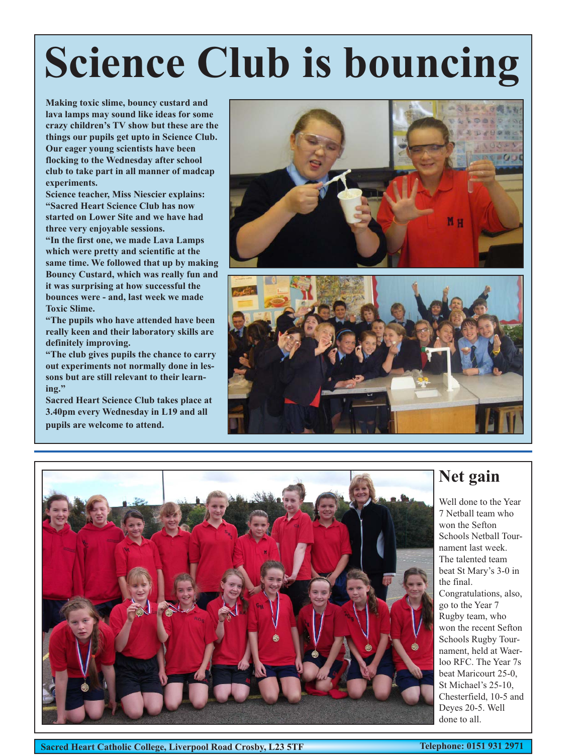# Science Club is bouncing

**Making toxic slime, bouncy custard and lava lamps may sound like ideas for some crazy children's TV show but these are the things our pupils get upto in Science Club. Our eager young scientists have been flocking to the Wednesday after school club to take part in all manner of madcap experiments.**

**Science teacher, Miss Niescier explains: "Sacred Heart Science Club has now started on Lower Site and we have had three very enjoyable sessions.**

**"In the first one, we made Lava Lamps which were pretty and scientific at the same time. We followed that up by making Bouncy Custard, which was really fun and it was surprising at how successful the bounces were - and, last week we made Toxic Slime.**

**"The pupils who have attended have been really keen and their laboratory skills are definitely improving.**

**"The club gives pupils the chance to carry out experiments not normally done in lessons but are still relevant to their learning."**

**Sacred Heart Science Club takes place at 3.40pm every Wednesday in L19 and all pupils are welcome to attend.**

## Net gain

Well done to the Year 7 Netball team who won the Sefton Schools Netball Tournament last week. The talented team beat St Mary's 3-0 in the final.

Congratulations, also, go to the Year 7 Rugby team, who won the recent Sefton Schools Rugby Tournament, held at Waterloo RFC. The Year 7s beat Maricourt 25-0, St Michael's 25-10, Chesterfield, 10-5 and Deyes 20-5. Well done to all.

**Sacred Heart Catholic College, Liverpool Road Crosby, L23 5TF** **Telephone: 0151 931 2971**